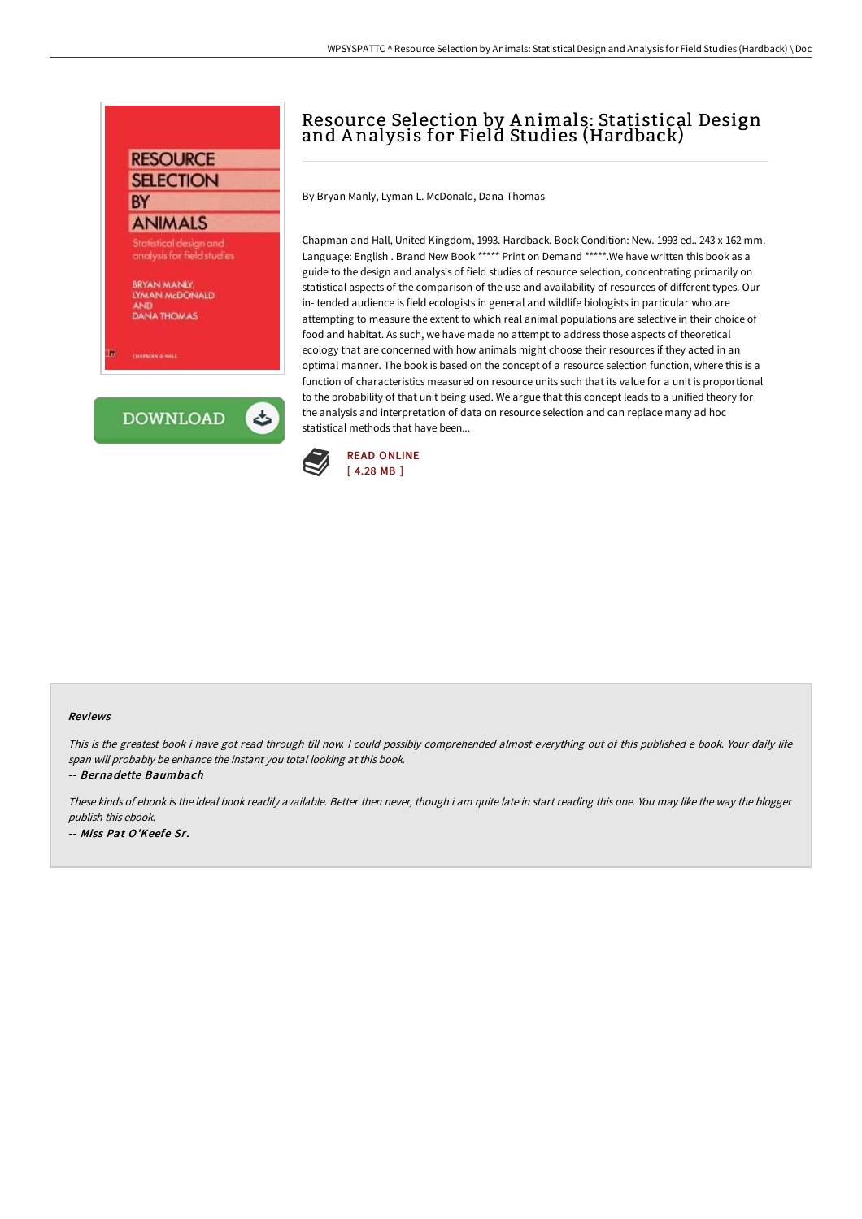# Resource Selection by Animals: Statistical Design and Analysis for Field Studies (Hardback)

By Bryan Manly, Lyman L. McDonald, Dana Thomas

Chapman and Hall, United Kingdom, 1993. Hardback. Book Condition: New. 1993 ed.. 243 x 162 mm. Language: English . Brand New Book ***** Print on Demand *****.We have written this book as a guide to the design and analysis of field studies of resource selection, concentrating primarily on statistical aspects of the comparison of the use and availability of resources of different types. Our in- tended audience is field ecologists in general and wildlife biologists in particular who are attempting to measure the extent to which real animal populations are selective in their choice of food and habitat. As such, we have made no attempt to address those aspects of theoretical ecology that are concerned with how animals might choose their resources if they acted in an optimal manner. The book is based on the concept of a resource selection function, where this is a function of characteristics measured on resource units such that its value for a unit is proportional to the probability of that unit being used. We argue that this concept leads to a unified theory for the analysis and interpretation of data on resource selection and can replace many ad hoc statistical methods that have been...

READ ONLINE
[ 4.28 MB ]

### Reviews

*This is the greatest book i have got read through till now. I could possibly comprehended almost everything out of this published e book. Your daily life span will probably be enhance the instant you total looking at this book.*

-- ***Bernadette Baumbach***

*These kinds of ebook is the ideal book readily available. Better then never, though i am quite late in start reading this one. You may like the way the blogger publish this ebook.*

-- ***Miss Pat O'Keefe Sr.***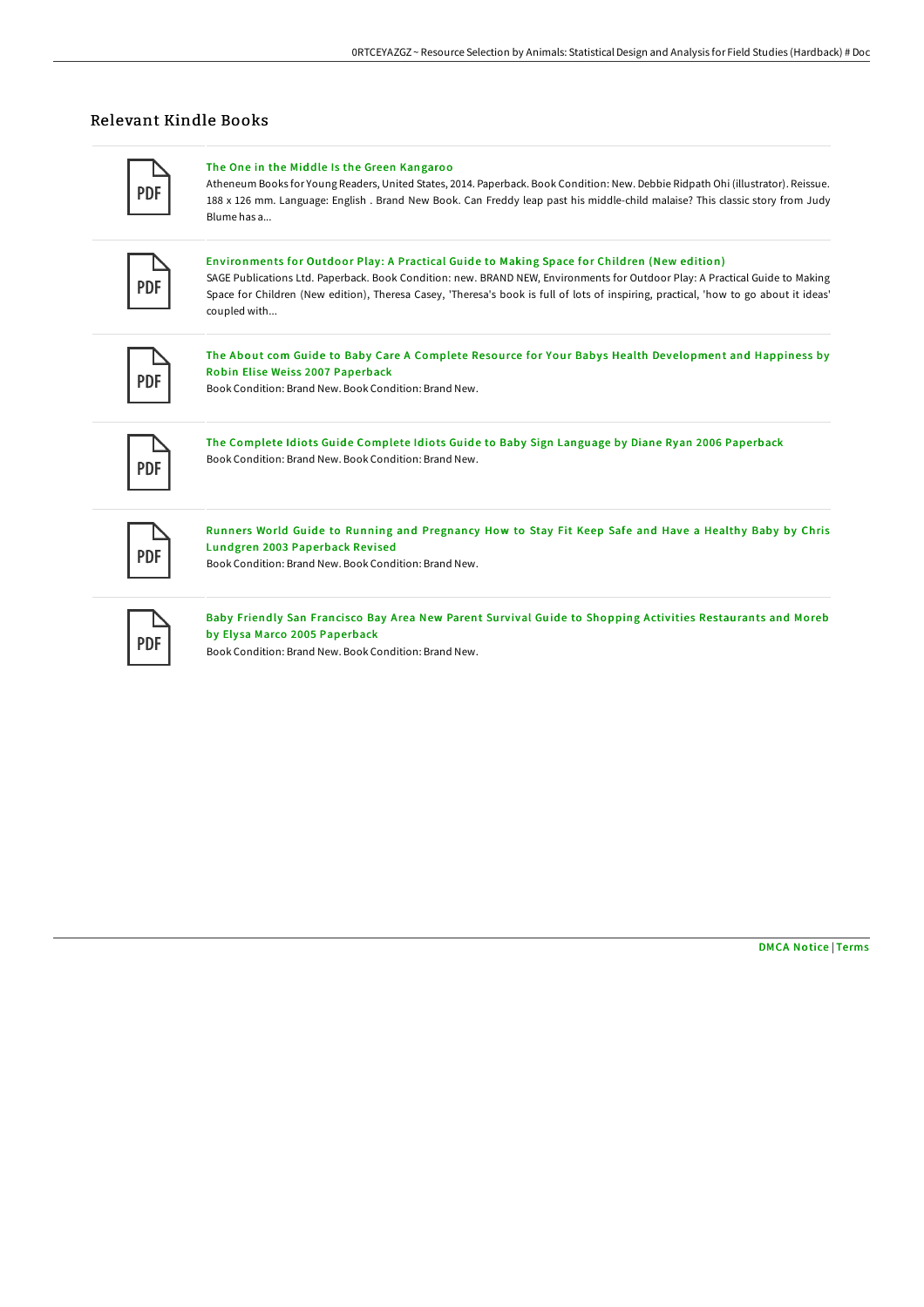## Relevant Kindle Books

**The One in the Middle Is the Green Kangaroo**

Atheneum Books for Young Readers, United States, 2014. Paperback. Book Condition: New. Debbie Ridpath Ohi (illustrator). Reissue. 188 x 126 mm. Language: English . Brand New Book. Can Freddy leap past his middle-child malaise? This classic story from Judy Blume has a...

**Environments for Outdoor Play: A Practical Guide to Making Space for Children (New edition)**

SAGE Publications Ltd. Paperback. Book Condition: new. BRAND NEW, Environments for Outdoor Play: A Practical Guide to Making Space for Children (New edition), Theresa Casey, 'Theresa's book is full of lots of inspiring, practical, 'how to go about it ideas' coupled with...

**The About com Guide to Baby Care A Complete Resource for Your Babys Health Development and Happiness by Robin Elise Weiss 2007 Paperback**

Book Condition: Brand New. Book Condition: Brand New.

**The Complete Idiots Guide Complete Idiots Guide to Baby Sign Language by Diane Ryan 2006 Paperback**

Book Condition: Brand New. Book Condition: Brand New.

**Runners World Guide to Running and Pregnancy How to Stay Fit Keep Safe and Have a Healthy Baby by Chris Lundgren 2003 Paperback Revised**

Book Condition: Brand New. Book Condition: Brand New.

**Baby Friendly San Francisco Bay Area New Parent Survival Guide to Shopping Activities Restaurants and Moreb by Elysa Marco 2005 Paperback**

Book Condition: Brand New. Book Condition: Brand New.